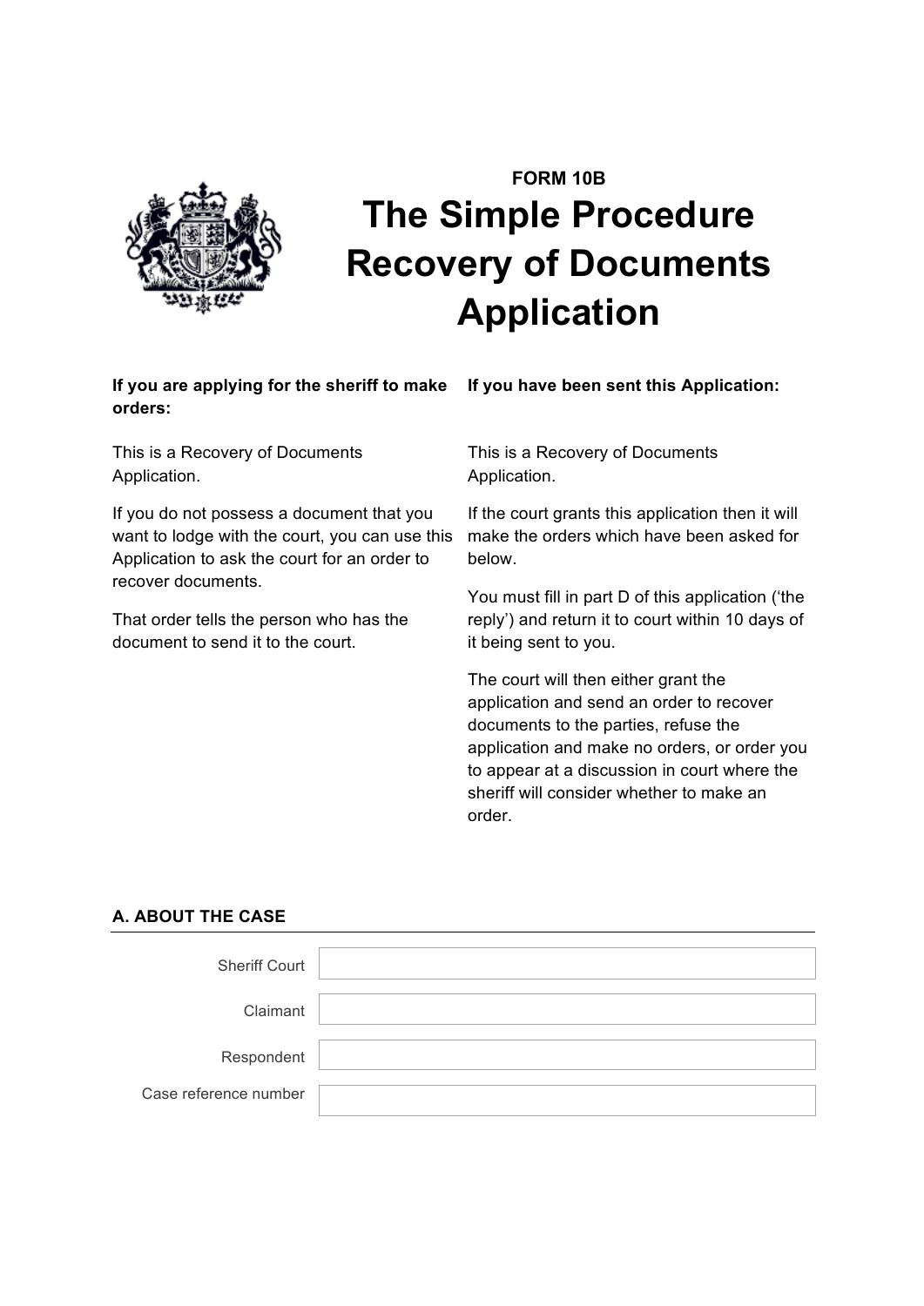FORM 10B

# The Simple Procedure Recovery of Documents Application

**If you are applying for the sheriff to make orders:**

This is a Recovery of Documents Application.

If you do not possess a document that you want to lodge with the court, you can use this Application to ask the court for an order to recover documents.

That order tells the person who has the document to send it to the court.

**If you have been sent this Application:**

This is a Recovery of Documents Application.

If the court grants this application then it will make the orders which have been asked for below.

You must fill in part D of this application ('the reply') and return it to court within 10 days of it being sent to you.

The court will then either grant the application and send an order to recover documents to the parties, refuse the application and make no orders, or order you to appear at a discussion in court where the sheriff will consider whether to make an order.

## A. ABOUT THE CASE

| | |
|---|---|
| Sheriff Court | |
| Claimant | |
| Respondent | |
| Case reference number | |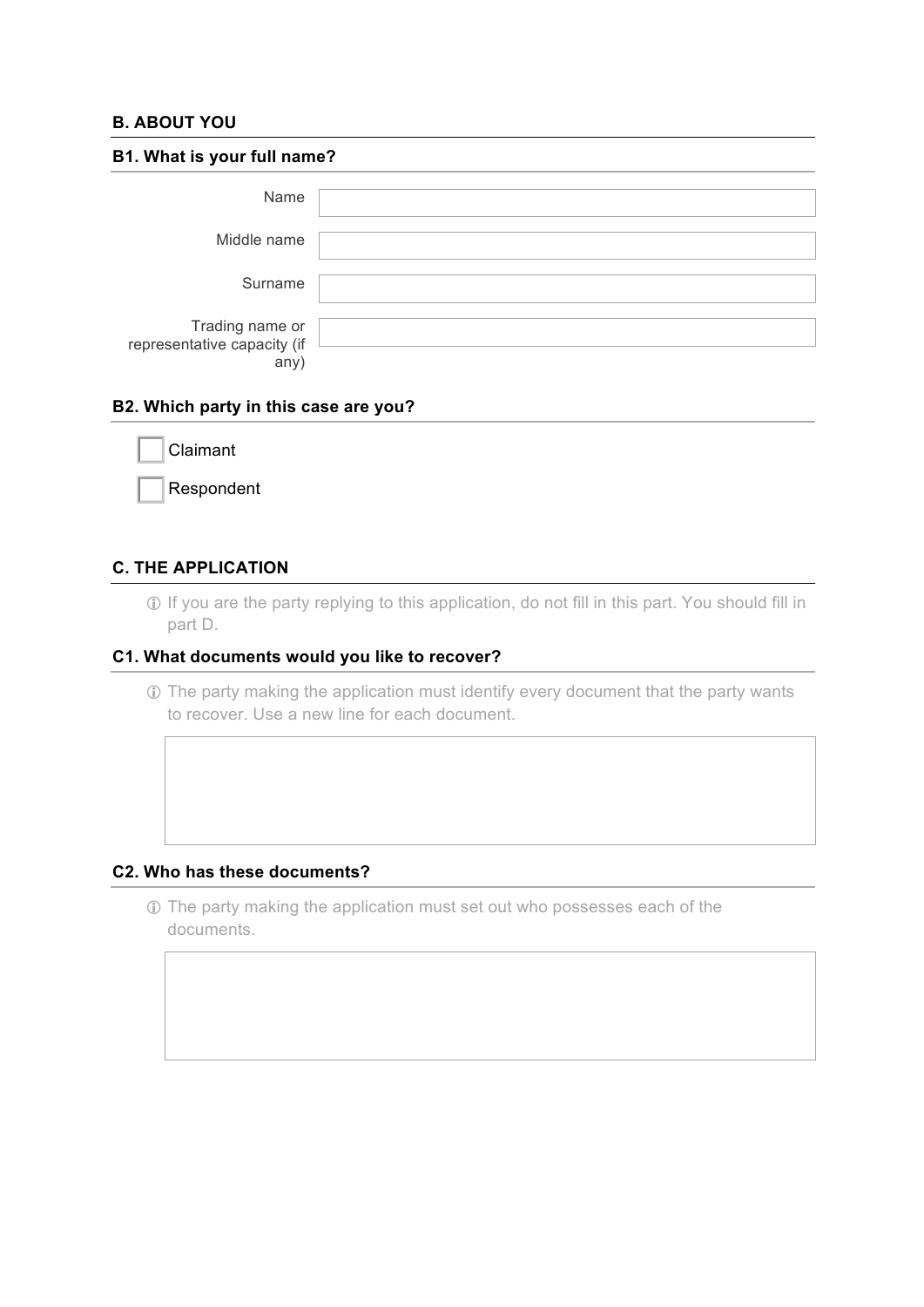## B. ABOUT YOU

### B1. What is your full name?

Name

Middle name

Surname

Trading name or representative capacity (if any)

### B2. Which party in this case are you?

- [ ] Claimant
- [ ] Respondent

## C. THE APPLICATION

ⓘ If you are the party replying to this application, do not fill in this part. You should fill in part D.

### C1. What documents would you like to recover?

ⓘ The party making the application must identify every document that the party wants to recover. Use a new line for each document.

### C2. Who has these documents?

ⓘ The party making the application must set out who possesses each of the documents.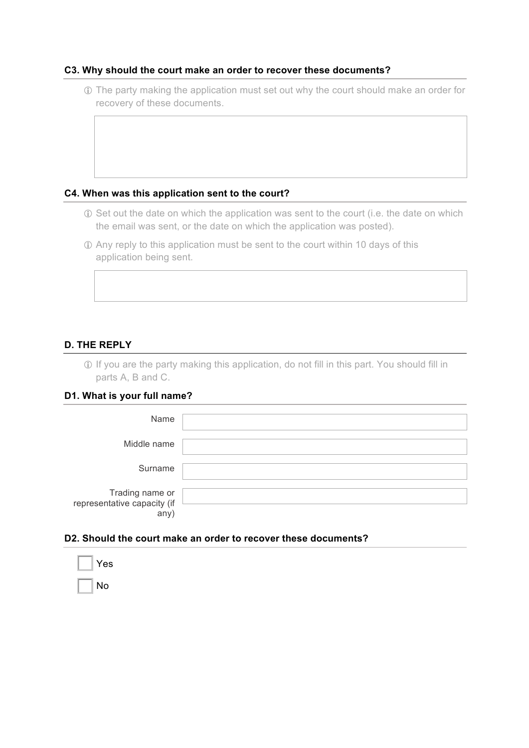### C3. Why should the court make an order to recover these documents?

ⓘ The party making the application must set out why the court should make an order for recovery of these documents.

### C4. When was this application sent to the court?

ⓘ Set out the date on which the application was sent to the court (i.e. the date on which the email was sent, or the date on which the application was posted).

ⓘ Any reply to this application must be sent to the court within 10 days of this application being sent.

## D. THE REPLY

ⓘ If you are the party making this application, do not fill in this part. You should fill in parts A, B and C.

### D1. What is your full name?

Name

Middle name

Surname

Trading name or representative capacity (if any)

### D2. Should the court make an order to recover these documents?

☐ Yes

☐ No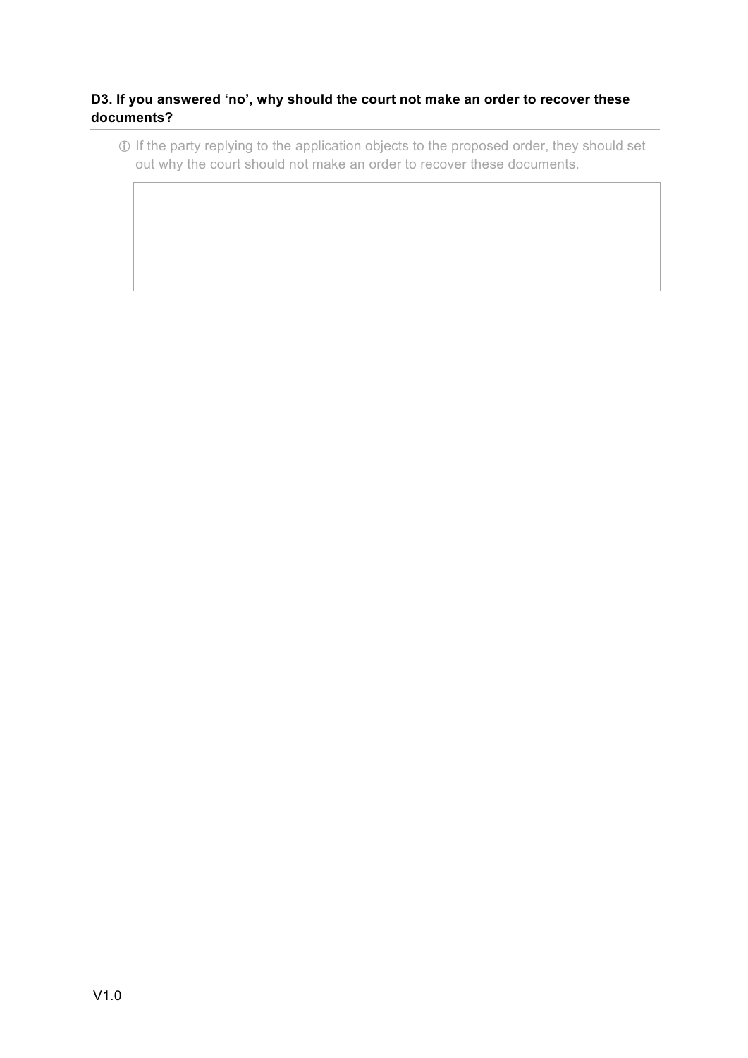**D3. If you answered ‘no’, why should the court not make an order to recover these documents?**

ⓘ If the party replying to the application objects to the proposed order, they should set out why the court should not make an order to recover these documents.

V1.0